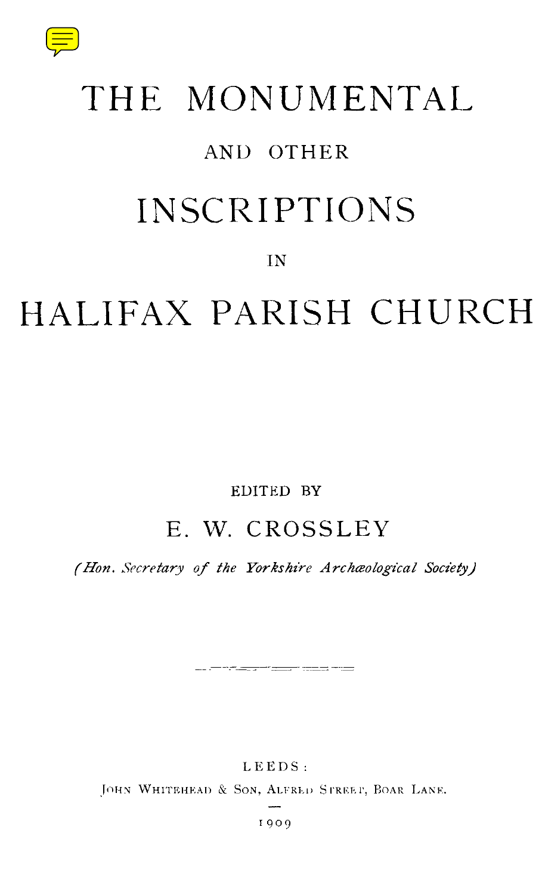# THE MONUMENTAL

AND OTHER

# INSCRIPTIONS

IN

# HALIFAX PARISH CHURCH

EDITED BY

## E. W. CROSSLEY

*(Hon. Secretary of the Yorkshire Archæological Society)*

LEEDS:

JOHN WHITEHEAD & SON, ALFRED STREET, BOAR LANE.

1909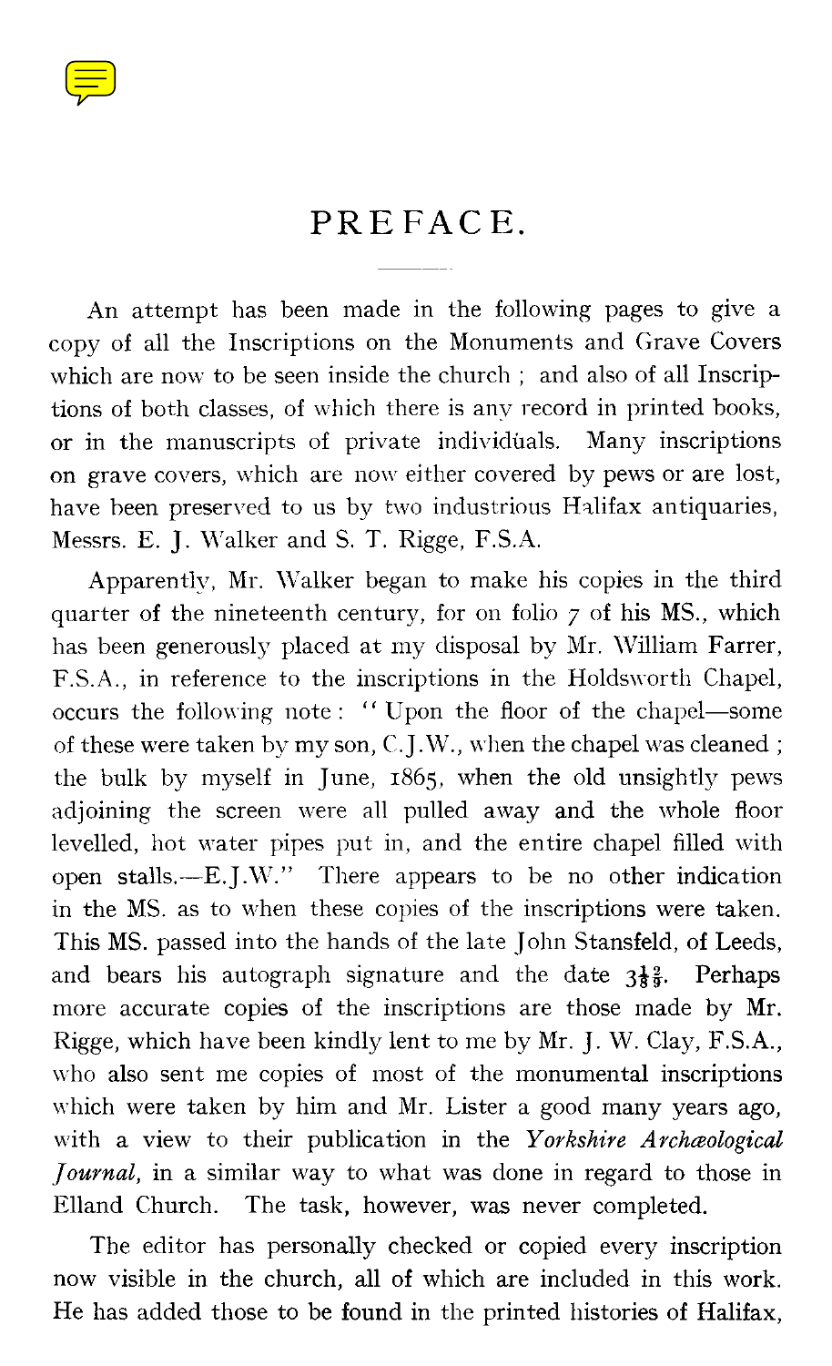# PREFACE.

An attempt has been made in the following pages to give a copy of all the Inscriptions on the Monuments and Grave Covers which are now to be seen inside the church ; and also of all Inscriptions of both classes, of which there is any record in printed books, or in the manuscripts of private individuals. Many inscriptions on grave covers, which are now either covered by pews or are lost, have been preserved to us by two industrious Halifax antiquaries, Messrs. E. J. Walker and S. T. Rigge, F.S.A.

Apparently, Mr. Walker began to make his copies in the third quarter of the nineteenth century, for on folio 7 of his MS., which has been generously placed at my disposal by Mr. William Farrer, F.S.A., in reference to the inscriptions in the Holdsworth Chapel, occurs the following note : "Upon the floor of the chapel—some of these were taken by my son, C.J.W., when the chapel was cleaned ; the bulk by myself in June, 1865, when the old unsightly pews adjoining the screen were all pulled away and the whole floor levelled, hot water pipes put in, and the entire chapel filled with open stalls.—E.J.W." There appears to be no other indication in the MS. as to when these copies of the inscriptions were taken. This MS. passed into the hands of the late John Stansfeld, of Leeds, and bears his autograph signature and the date $3\frac{1}{8}\frac{2}{9}$. Perhaps more accurate copies of the inscriptions are those made by Mr. Rigge, which have been kindly lent to me by Mr. J. W. Clay, F.S.A., who also sent me copies of most of the monumental inscriptions which were taken by him and Mr. Lister a good many years ago, with a view to their publication in the *Yorkshire Archæological Journal*, in a similar way to what was done in regard to those in Elland Church. The task, however, was never completed.

The editor has personally checked or copied every inscription now visible in the church, all of which are included in this work. He has added those to be found in the printed histories of Halifax,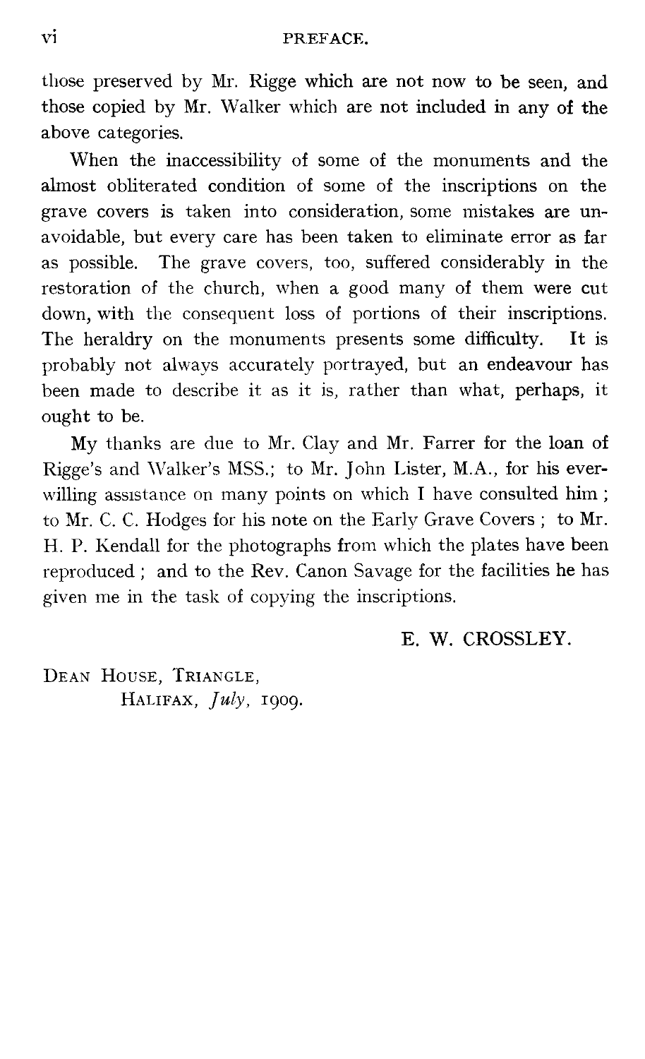those preserved by Mr. Rigge which are not now to be seen, and those copied by Mr. Walker which are not included in any of the above categories.

When the inaccessibility of some of the monuments and the almost obliterated condition of some of the inscriptions on the grave covers is taken into consideration, some mistakes are unavoidable, but every care has been taken to eliminate error as far as possible. The grave covers, too, suffered considerably in the restoration of the church, when a good many of them were cut down, with the consequent loss of portions of their inscriptions. The heraldry on the monuments presents some difficulty. It is probably not always accurately portrayed, but an endeavour has been made to describe it as it is, rather than what, perhaps, it ought to be.

My thanks are due to Mr. Clay and Mr. Farrer for the loan of Rigge's and Walker's MSS.; to Mr. John Lister, M.A., for his ever-willing assistance on many points on which I have consulted him; to Mr. C. C. Hodges for his note on the Early Grave Covers; to Mr. H. P. Kendall for the photographs from which the plates have been reproduced; and to the Rev. Canon Savage for the facilities he has given me in the task of copying the inscriptions.

E. W. CROSSLEY.

DEAN HOUSE, TRIANGLE,
HALIFAX, *July*, 1909.